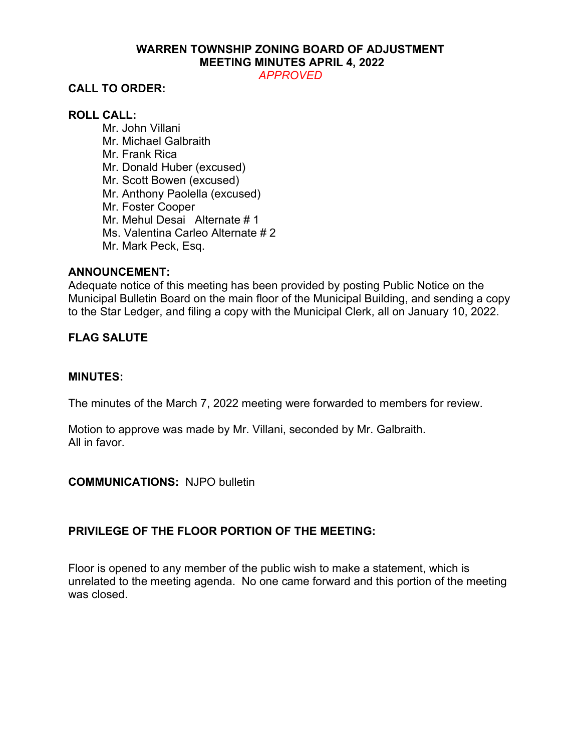# WARREN TOWNSHIP ZONING BOARD OF ADJUSTMENT
## MEETING MINUTES APRIL 4, 2022

*APPROVED*

**CALL TO ORDER:**

**ROLL CALL:**

Mr. John Villani
Mr. Michael Galbraith
Mr. Frank Rica
Mr. Donald Huber (excused)
Mr. Scott Bowen (excused)
Mr. Anthony Paolella (excused)
Mr. Foster Cooper
Mr. Mehul Desai Alternate # 1
Ms. Valentina Carleo Alternate # 2
Mr. Mark Peck, Esq.

**ANNOUNCEMENT:**

Adequate notice of this meeting has been provided by posting Public Notice on the Municipal Bulletin Board on the main floor of the Municipal Building, and sending a copy to the Star Ledger, and filing a copy with the Municipal Clerk, all on January 10, 2022.

**FLAG SALUTE**

**MINUTES:**

The minutes of the March 7, 2022 meeting were forwarded to members for review.

Motion to approve was made by Mr. Villani, seconded by Mr. Galbraith.
All in favor.

**COMMUNICATIONS:** NJPO bulletin

**PRIVILEGE OF THE FLOOR PORTION OF THE MEETING:**

Floor is opened to any member of the public wish to make a statement, which is unrelated to the meeting agenda. No one came forward and this portion of the meeting was closed.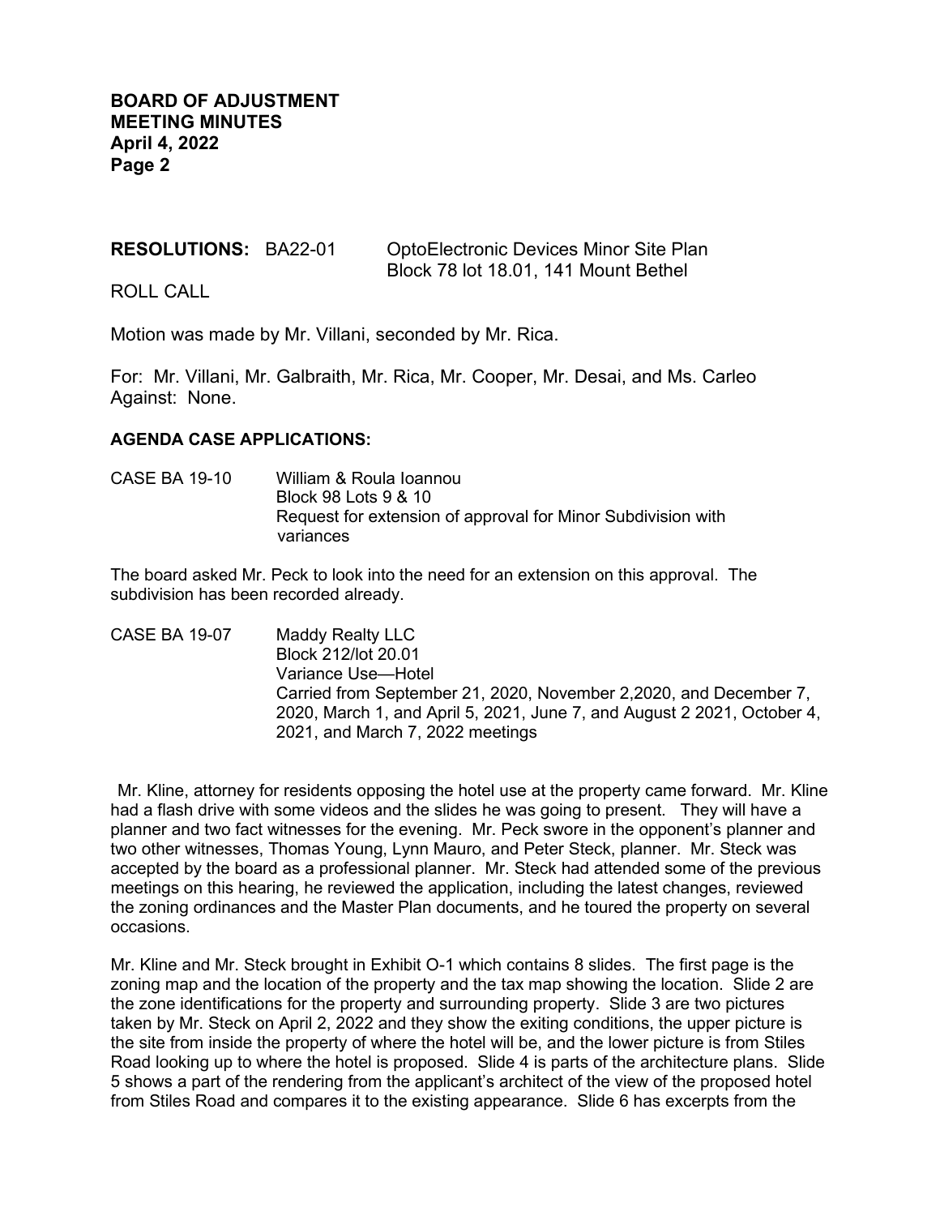**RESOLUTIONS:** BA22-01 OptoElectronic Devices Minor Site Plan
Block 78 lot 18.01, 141 Mount Bethel

ROLL CALL

Motion was made by Mr. Villani, seconded by Mr. Rica.

For: Mr. Villani, Mr. Galbraith, Mr. Rica, Mr. Cooper, Mr. Desai, and Ms. Carleo
Against: None.

**AGENDA CASE APPLICATIONS:**

CASE BA 19-10 William & Roula Ioannou
Block 98 Lots 9 & 10
Request for extension of approval for Minor Subdivision with variances

The board asked Mr. Peck to look into the need for an extension on this approval. The subdivision has been recorded already.

CASE BA 19-07 Maddy Realty LLC
Block 212/lot 20.01
Variance Use—Hotel
Carried from September 21, 2020, November 2,2020, and December 7, 2020, March 1, and April 5, 2021, June 7, and August 2 2021, October 4, 2021, and March 7, 2022 meetings

Mr. Kline, attorney for residents opposing the hotel use at the property came forward. Mr. Kline had a flash drive with some videos and the slides he was going to present. They will have a planner and two fact witnesses for the evening. Mr. Peck swore in the opponent's planner and two other witnesses, Thomas Young, Lynn Mauro, and Peter Steck, planner. Mr. Steck was accepted by the board as a professional planner. Mr. Steck had attended some of the previous meetings on this hearing, he reviewed the application, including the latest changes, reviewed the zoning ordinances and the Master Plan documents, and he toured the property on several occasions.

Mr. Kline and Mr. Steck brought in Exhibit O-1 which contains 8 slides. The first page is the zoning map and the location of the property and the tax map showing the location. Slide 2 are the zone identifications for the property and surrounding property. Slide 3 are two pictures taken by Mr. Steck on April 2, 2022 and they show the exiting conditions, the upper picture is the site from inside the property of where the hotel will be, and the lower picture is from Stiles Road looking up to where the hotel is proposed. Slide 4 is parts of the architecture plans. Slide 5 shows a part of the rendering from the applicant's architect of the view of the proposed hotel from Stiles Road and compares it to the existing appearance. Slide 6 has excerpts from the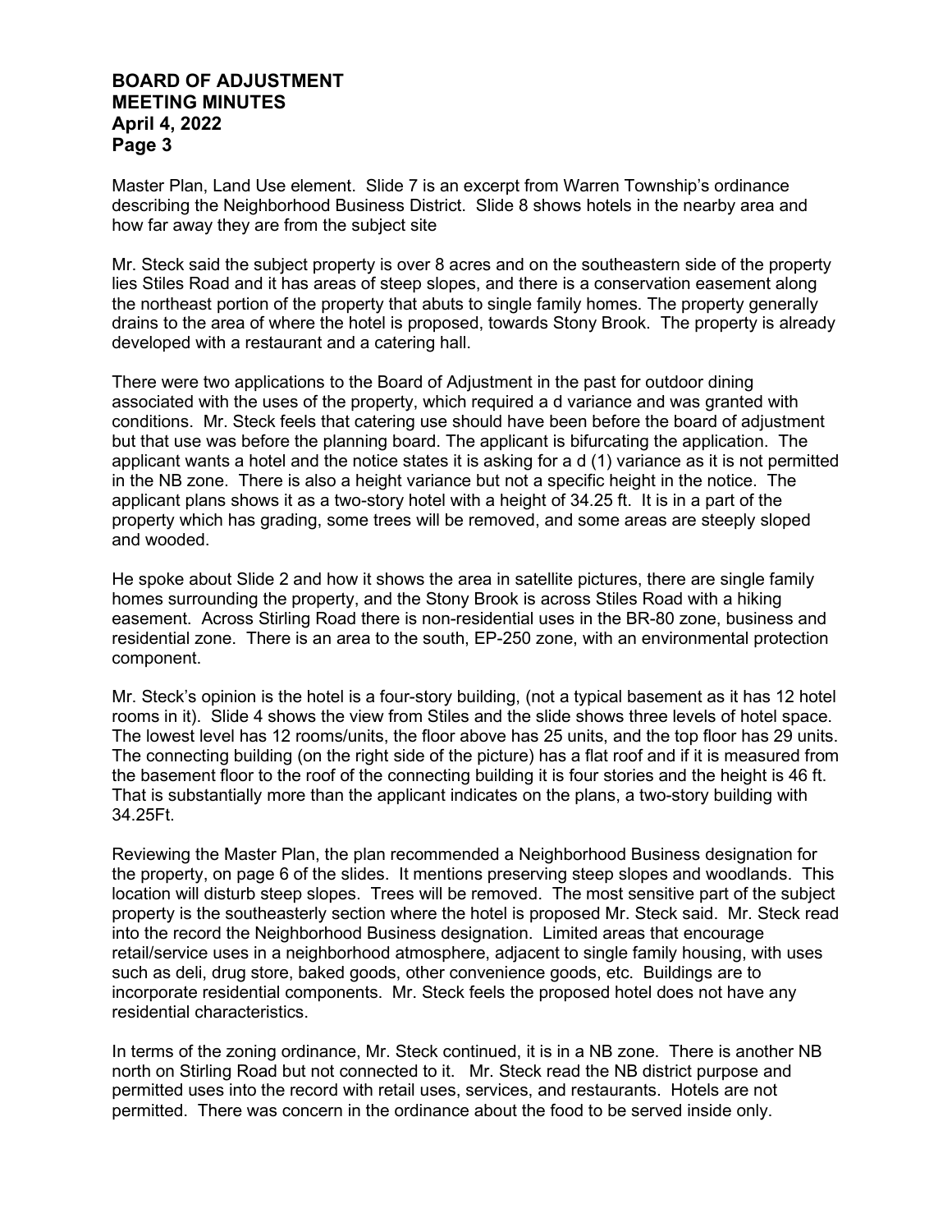Master Plan, Land Use element. Slide 7 is an excerpt from Warren Township's ordinance describing the Neighborhood Business District. Slide 8 shows hotels in the nearby area and how far away they are from the subject site

Mr. Steck said the subject property is over 8 acres and on the southeastern side of the property lies Stiles Road and it has areas of steep slopes, and there is a conservation easement along the northeast portion of the property that abuts to single family homes. The property generally drains to the area of where the hotel is proposed, towards Stony Brook. The property is already developed with a restaurant and a catering hall.

There were two applications to the Board of Adjustment in the past for outdoor dining associated with the uses of the property, which required a d variance and was granted with conditions. Mr. Steck feels that catering use should have been before the board of adjustment but that use was before the planning board. The applicant is bifurcating the application. The applicant wants a hotel and the notice states it is asking for a d (1) variance as it is not permitted in the NB zone. There is also a height variance but not a specific height in the notice. The applicant plans shows it as a two-story hotel with a height of 34.25 ft. It is in a part of the property which has grading, some trees will be removed, and some areas are steeply sloped and wooded.

He spoke about Slide 2 and how it shows the area in satellite pictures, there are single family homes surrounding the property, and the Stony Brook is across Stiles Road with a hiking easement. Across Stirling Road there is non-residential uses in the BR-80 zone, business and residential zone. There is an area to the south, EP-250 zone, with an environmental protection component.

Mr. Steck's opinion is the hotel is a four-story building, (not a typical basement as it has 12 hotel rooms in it). Slide 4 shows the view from Stiles and the slide shows three levels of hotel space. The lowest level has 12 rooms/units, the floor above has 25 units, and the top floor has 29 units. The connecting building (on the right side of the picture) has a flat roof and if it is measured from the basement floor to the roof of the connecting building it is four stories and the height is 46 ft. That is substantially more than the applicant indicates on the plans, a two-story building with 34.25Ft.

Reviewing the Master Plan, the plan recommended a Neighborhood Business designation for the property, on page 6 of the slides. It mentions preserving steep slopes and woodlands. This location will disturb steep slopes. Trees will be removed. The most sensitive part of the subject property is the southeasterly section where the hotel is proposed Mr. Steck said. Mr. Steck read into the record the Neighborhood Business designation. Limited areas that encourage retail/service uses in a neighborhood atmosphere, adjacent to single family housing, with uses such as deli, drug store, baked goods, other convenience goods, etc. Buildings are to incorporate residential components. Mr. Steck feels the proposed hotel does not have any residential characteristics.

In terms of the zoning ordinance, Mr. Steck continued, it is in a NB zone. There is another NB north on Stirling Road but not connected to it. Mr. Steck read the NB district purpose and permitted uses into the record with retail uses, services, and restaurants. Hotels are not permitted. There was concern in the ordinance about the food to be served inside only.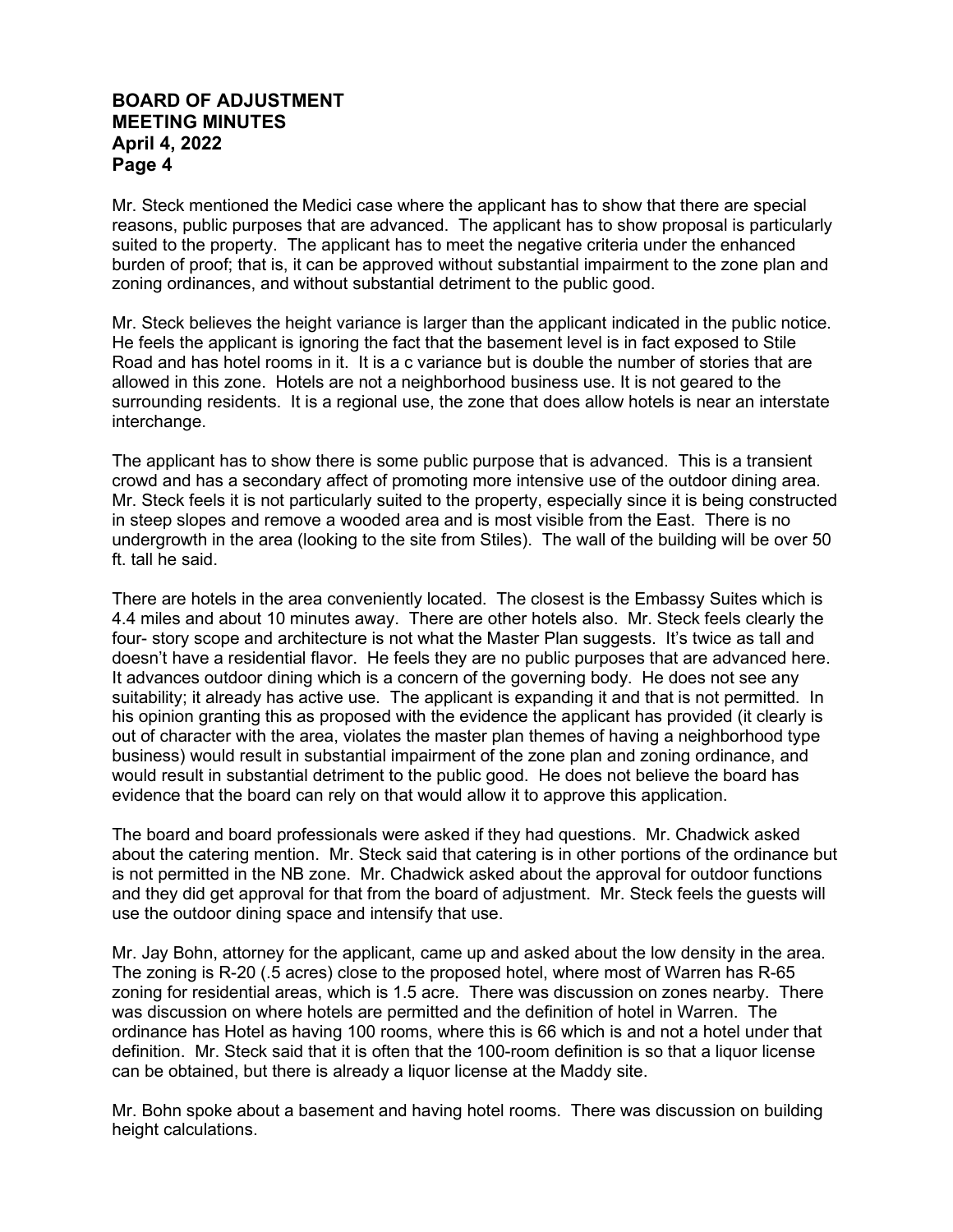Mr. Steck mentioned the Medici case where the applicant has to show that there are special reasons, public purposes that are advanced. The applicant has to show proposal is particularly suited to the property. The applicant has to meet the negative criteria under the enhanced burden of proof; that is, it can be approved without substantial impairment to the zone plan and zoning ordinances, and without substantial detriment to the public good.

Mr. Steck believes the height variance is larger than the applicant indicated in the public notice. He feels the applicant is ignoring the fact that the basement level is in fact exposed to Stile Road and has hotel rooms in it. It is a c variance but is double the number of stories that are allowed in this zone. Hotels are not a neighborhood business use. It is not geared to the surrounding residents. It is a regional use, the zone that does allow hotels is near an interstate interchange.

The applicant has to show there is some public purpose that is advanced. This is a transient crowd and has a secondary affect of promoting more intensive use of the outdoor dining area. Mr. Steck feels it is not particularly suited to the property, especially since it is being constructed in steep slopes and remove a wooded area and is most visible from the East. There is no undergrowth in the area (looking to the site from Stiles). The wall of the building will be over 50 ft. tall he said.

There are hotels in the area conveniently located. The closest is the Embassy Suites which is 4.4 miles and about 10 minutes away. There are other hotels also. Mr. Steck feels clearly the four- story scope and architecture is not what the Master Plan suggests. It's twice as tall and doesn't have a residential flavor. He feels they are no public purposes that are advanced here. It advances outdoor dining which is a concern of the governing body. He does not see any suitability; it already has active use. The applicant is expanding it and that is not permitted. In his opinion granting this as proposed with the evidence the applicant has provided (it clearly is out of character with the area, violates the master plan themes of having a neighborhood type business) would result in substantial impairment of the zone plan and zoning ordinance, and would result in substantial detriment to the public good. He does not believe the board has evidence that the board can rely on that would allow it to approve this application.

The board and board professionals were asked if they had questions. Mr. Chadwick asked about the catering mention. Mr. Steck said that catering is in other portions of the ordinance but is not permitted in the NB zone. Mr. Chadwick asked about the approval for outdoor functions and they did get approval for that from the board of adjustment. Mr. Steck feels the guests will use the outdoor dining space and intensify that use.

Mr. Jay Bohn, attorney for the applicant, came up and asked about the low density in the area. The zoning is R-20 (.5 acres) close to the proposed hotel, where most of Warren has R-65 zoning for residential areas, which is 1.5 acre. There was discussion on zones nearby. There was discussion on where hotels are permitted and the definition of hotel in Warren. The ordinance has Hotel as having 100 rooms, where this is 66 which is and not a hotel under that definition. Mr. Steck said that it is often that the 100-room definition is so that a liquor license can be obtained, but there is already a liquor license at the Maddy site.

Mr. Bohn spoke about a basement and having hotel rooms. There was discussion on building height calculations.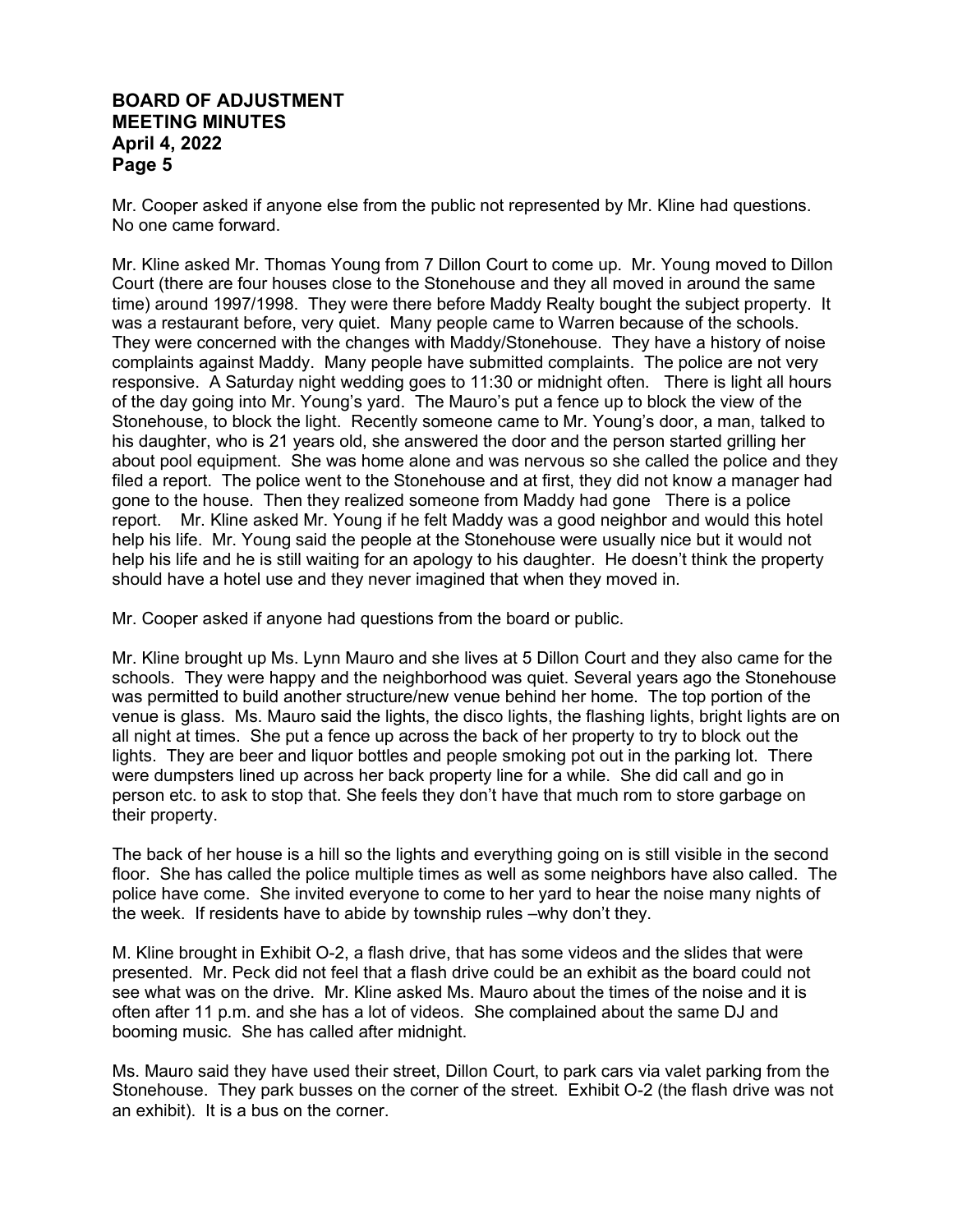Mr. Cooper asked if anyone else from the public not represented by Mr. Kline had questions. No one came forward.

Mr. Kline asked Mr. Thomas Young from 7 Dillon Court to come up. Mr. Young moved to Dillon Court (there are four houses close to the Stonehouse and they all moved in around the same time) around 1997/1998. They were there before Maddy Realty bought the subject property. It was a restaurant before, very quiet. Many people came to Warren because of the schools. They were concerned with the changes with Maddy/Stonehouse. They have a history of noise complaints against Maddy. Many people have submitted complaints. The police are not very responsive. A Saturday night wedding goes to 11:30 or midnight often. There is light all hours of the day going into Mr. Young's yard. The Mauro's put a fence up to block the view of the Stonehouse, to block the light. Recently someone came to Mr. Young's door, a man, talked to his daughter, who is 21 years old, she answered the door and the person started grilling her about pool equipment. She was home alone and was nervous so she called the police and they filed a report. The police went to the Stonehouse and at first, they did not know a manager had gone to the house. Then they realized someone from Maddy had gone There is a police report. Mr. Kline asked Mr. Young if he felt Maddy was a good neighbor and would this hotel help his life. Mr. Young said the people at the Stonehouse were usually nice but it would not help his life and he is still waiting for an apology to his daughter. He doesn't think the property should have a hotel use and they never imagined that when they moved in.

Mr. Cooper asked if anyone had questions from the board or public.

Mr. Kline brought up Ms. Lynn Mauro and she lives at 5 Dillon Court and they also came for the schools. They were happy and the neighborhood was quiet. Several years ago the Stonehouse was permitted to build another structure/new venue behind her home. The top portion of the venue is glass. Ms. Mauro said the lights, the disco lights, the flashing lights, bright lights are on all night at times. She put a fence up across the back of her property to try to block out the lights. They are beer and liquor bottles and people smoking pot out in the parking lot. There were dumpsters lined up across her back property line for a while. She did call and go in person etc. to ask to stop that. She feels they don't have that much rom to store garbage on their property.

The back of her house is a hill so the lights and everything going on is still visible in the second floor. She has called the police multiple times as well as some neighbors have also called. The police have come. She invited everyone to come to her yard to hear the noise many nights of the week. If residents have to abide by township rules –why don't they.

M. Kline brought in Exhibit O-2, a flash drive, that has some videos and the slides that were presented. Mr. Peck did not feel that a flash drive could be an exhibit as the board could not see what was on the drive. Mr. Kline asked Ms. Mauro about the times of the noise and it is often after 11 p.m. and she has a lot of videos. She complained about the same DJ and booming music. She has called after midnight.

Ms. Mauro said they have used their street, Dillon Court, to park cars via valet parking from the Stonehouse. They park busses on the corner of the street. Exhibit O-2 (the flash drive was not an exhibit). It is a bus on the corner.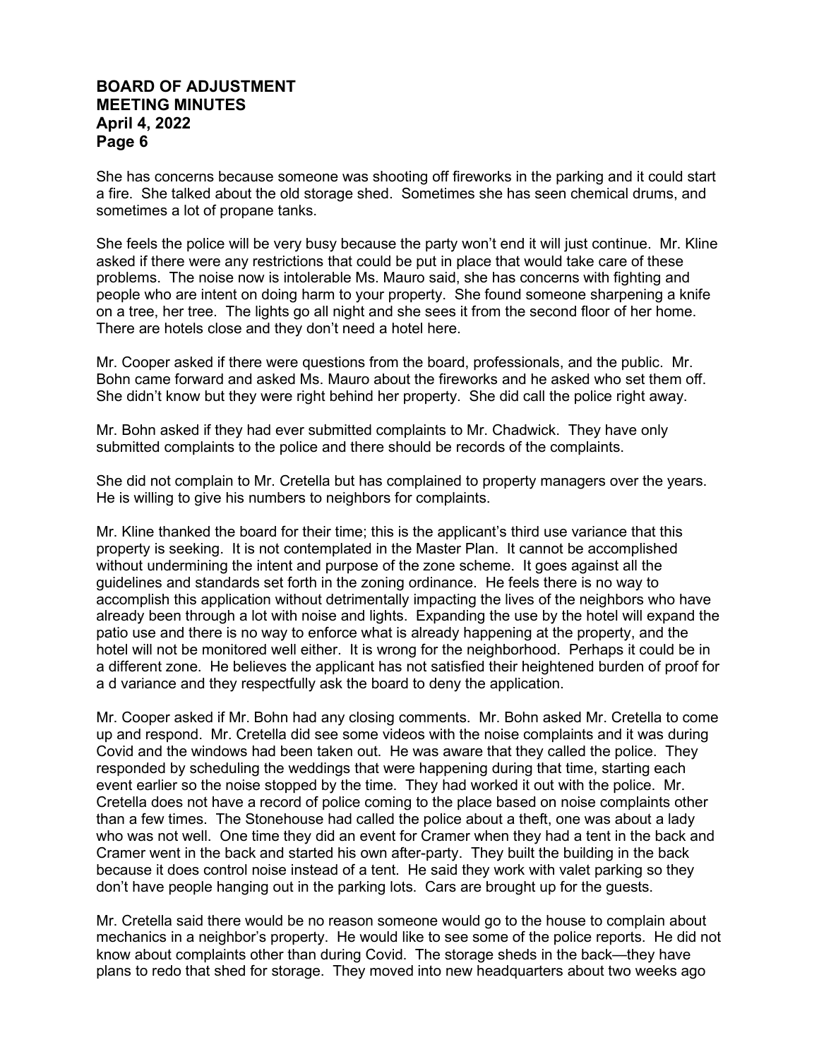She has concerns because someone was shooting off fireworks in the parking and it could start a fire. She talked about the old storage shed. Sometimes she has seen chemical drums, and sometimes a lot of propane tanks.

She feels the police will be very busy because the party won't end it will just continue. Mr. Kline asked if there were any restrictions that could be put in place that would take care of these problems. The noise now is intolerable Ms. Mauro said, she has concerns with fighting and people who are intent on doing harm to your property. She found someone sharpening a knife on a tree, her tree. The lights go all night and she sees it from the second floor of her home. There are hotels close and they don't need a hotel here.

Mr. Cooper asked if there were questions from the board, professionals, and the public. Mr. Bohn came forward and asked Ms. Mauro about the fireworks and he asked who set them off. She didn't know but they were right behind her property. She did call the police right away.

Mr. Bohn asked if they had ever submitted complaints to Mr. Chadwick. They have only submitted complaints to the police and there should be records of the complaints.

She did not complain to Mr. Cretella but has complained to property managers over the years. He is willing to give his numbers to neighbors for complaints.

Mr. Kline thanked the board for their time; this is the applicant's third use variance that this property is seeking. It is not contemplated in the Master Plan. It cannot be accomplished without undermining the intent and purpose of the zone scheme. It goes against all the guidelines and standards set forth in the zoning ordinance. He feels there is no way to accomplish this application without detrimentally impacting the lives of the neighbors who have already been through a lot with noise and lights. Expanding the use by the hotel will expand the patio use and there is no way to enforce what is already happening at the property, and the hotel will not be monitored well either. It is wrong for the neighborhood. Perhaps it could be in a different zone. He believes the applicant has not satisfied their heightened burden of proof for a d variance and they respectfully ask the board to deny the application.

Mr. Cooper asked if Mr. Bohn had any closing comments. Mr. Bohn asked Mr. Cretella to come up and respond. Mr. Cretella did see some videos with the noise complaints and it was during Covid and the windows had been taken out. He was aware that they called the police. They responded by scheduling the weddings that were happening during that time, starting each event earlier so the noise stopped by the time. They had worked it out with the police. Mr. Cretella does not have a record of police coming to the place based on noise complaints other than a few times. The Stonehouse had called the police about a theft, one was about a lady who was not well. One time they did an event for Cramer when they had a tent in the back and Cramer went in the back and started his own after-party. They built the building in the back because it does control noise instead of a tent. He said they work with valet parking so they don't have people hanging out in the parking lots. Cars are brought up for the guests.

Mr. Cretella said there would be no reason someone would go to the house to complain about mechanics in a neighbor's property. He would like to see some of the police reports. He did not know about complaints other than during Covid. The storage sheds in the back—they have plans to redo that shed for storage. They moved into new headquarters about two weeks ago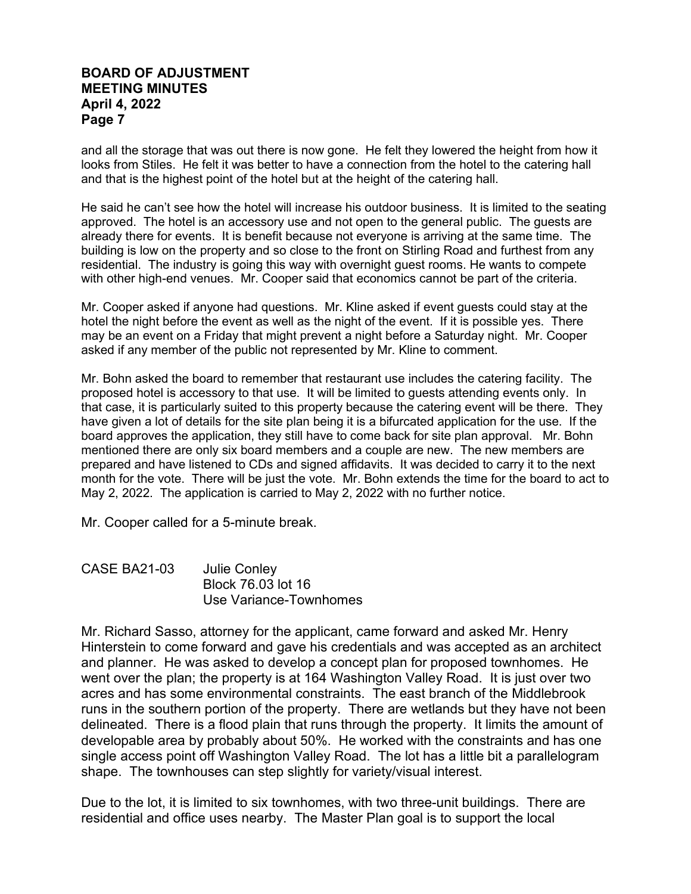and all the storage that was out there is now gone. He felt they lowered the height from how it looks from Stiles. He felt it was better to have a connection from the hotel to the catering hall and that is the highest point of the hotel but at the height of the catering hall.

He said he can't see how the hotel will increase his outdoor business. It is limited to the seating approved. The hotel is an accessory use and not open to the general public. The guests are already there for events. It is benefit because not everyone is arriving at the same time. The building is low on the property and so close to the front on Stirling Road and furthest from any residential. The industry is going this way with overnight guest rooms. He wants to compete with other high-end venues. Mr. Cooper said that economics cannot be part of the criteria.

Mr. Cooper asked if anyone had questions. Mr. Kline asked if event guests could stay at the hotel the night before the event as well as the night of the event. If it is possible yes. There may be an event on a Friday that might prevent a night before a Saturday night. Mr. Cooper asked if any member of the public not represented by Mr. Kline to comment.

Mr. Bohn asked the board to remember that restaurant use includes the catering facility. The proposed hotel is accessory to that use. It will be limited to guests attending events only. In that case, it is particularly suited to this property because the catering event will be there. They have given a lot of details for the site plan being it is a bifurcated application for the use. If the board approves the application, they still have to come back for site plan approval. Mr. Bohn mentioned there are only six board members and a couple are new. The new members are prepared and have listened to CDs and signed affidavits. It was decided to carry it to the next month for the vote. There will be just the vote. Mr. Bohn extends the time for the board to act to May 2, 2022. The application is carried to May 2, 2022 with no further notice.

Mr. Cooper called for a 5-minute break.

CASE BA21-03 Julie Conley
Block 76.03 lot 16
Use Variance-Townhomes

Mr. Richard Sasso, attorney for the applicant, came forward and asked Mr. Henry Hinterstein to come forward and gave his credentials and was accepted as an architect and planner. He was asked to develop a concept plan for proposed townhomes. He went over the plan; the property is at 164 Washington Valley Road. It is just over two acres and has some environmental constraints. The east branch of the Middlebrook runs in the southern portion of the property. There are wetlands but they have not been delineated. There is a flood plain that runs through the property. It limits the amount of developable area by probably about 50%. He worked with the constraints and has one single access point off Washington Valley Road. The lot has a little bit a parallelogram shape. The townhouses can step slightly for variety/visual interest.

Due to the lot, it is limited to six townhomes, with two three-unit buildings. There are residential and office uses nearby. The Master Plan goal is to support the local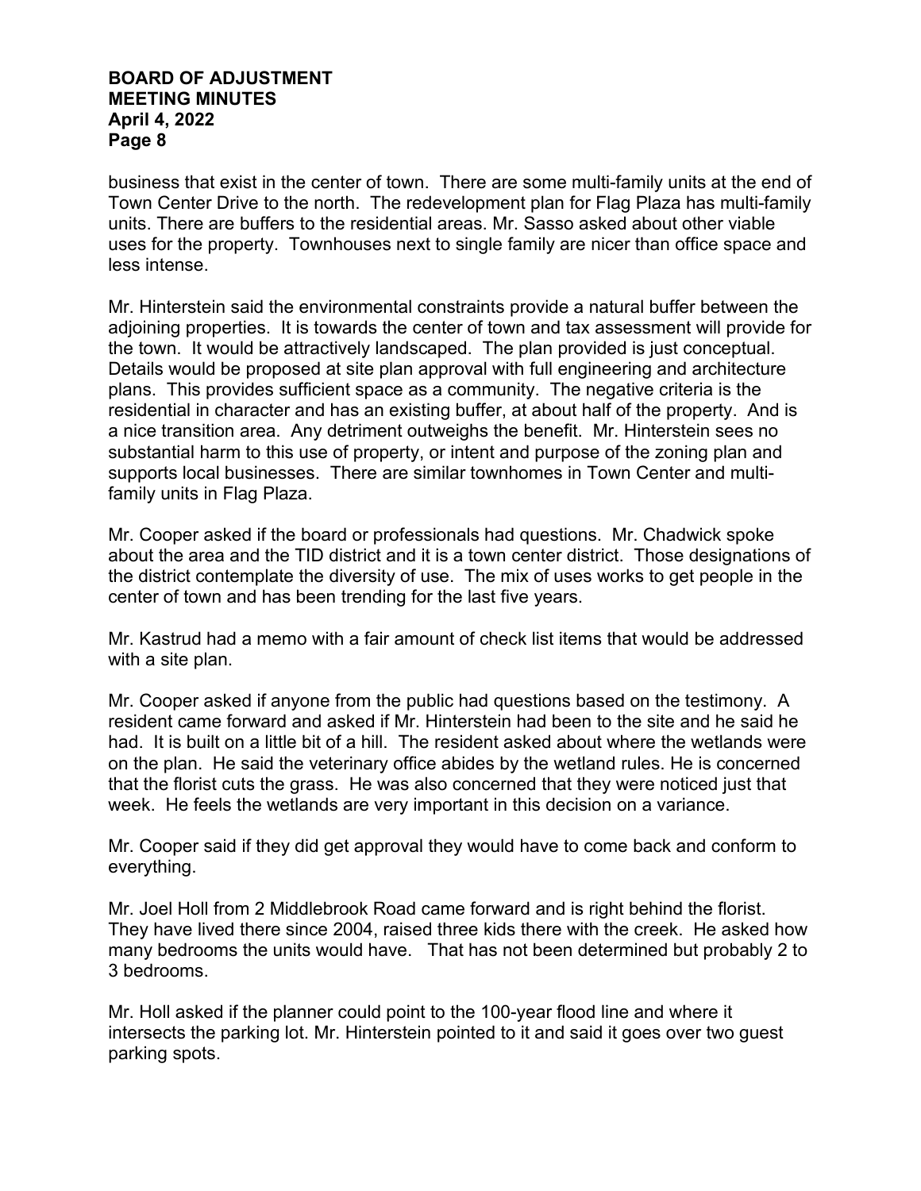business that exist in the center of town. There are some multi-family units at the end of Town Center Drive to the north. The redevelopment plan for Flag Plaza has multi-family units. There are buffers to the residential areas. Mr. Sasso asked about other viable uses for the property. Townhouses next to single family are nicer than office space and less intense.

Mr. Hinterstein said the environmental constraints provide a natural buffer between the adjoining properties. It is towards the center of town and tax assessment will provide for the town. It would be attractively landscaped. The plan provided is just conceptual. Details would be proposed at site plan approval with full engineering and architecture plans. This provides sufficient space as a community. The negative criteria is the residential in character and has an existing buffer, at about half of the property. And is a nice transition area. Any detriment outweighs the benefit. Mr. Hinterstein sees no substantial harm to this use of property, or intent and purpose of the zoning plan and supports local businesses. There are similar townhomes in Town Center and multi-family units in Flag Plaza.

Mr. Cooper asked if the board or professionals had questions. Mr. Chadwick spoke about the area and the TID district and it is a town center district. Those designations of the district contemplate the diversity of use. The mix of uses works to get people in the center of town and has been trending for the last five years.

Mr. Kastrud had a memo with a fair amount of check list items that would be addressed with a site plan.

Mr. Cooper asked if anyone from the public had questions based on the testimony. A resident came forward and asked if Mr. Hinterstein had been to the site and he said he had. It is built on a little bit of a hill. The resident asked about where the wetlands were on the plan. He said the veterinary office abides by the wetland rules. He is concerned that the florist cuts the grass. He was also concerned that they were noticed just that week. He feels the wetlands are very important in this decision on a variance.

Mr. Cooper said if they did get approval they would have to come back and conform to everything.

Mr. Joel Holl from 2 Middlebrook Road came forward and is right behind the florist. They have lived there since 2004, raised three kids there with the creek. He asked how many bedrooms the units would have. That has not been determined but probably 2 to 3 bedrooms.

Mr. Holl asked if the planner could point to the 100-year flood line and where it intersects the parking lot. Mr. Hinterstein pointed to it and said it goes over two guest parking spots.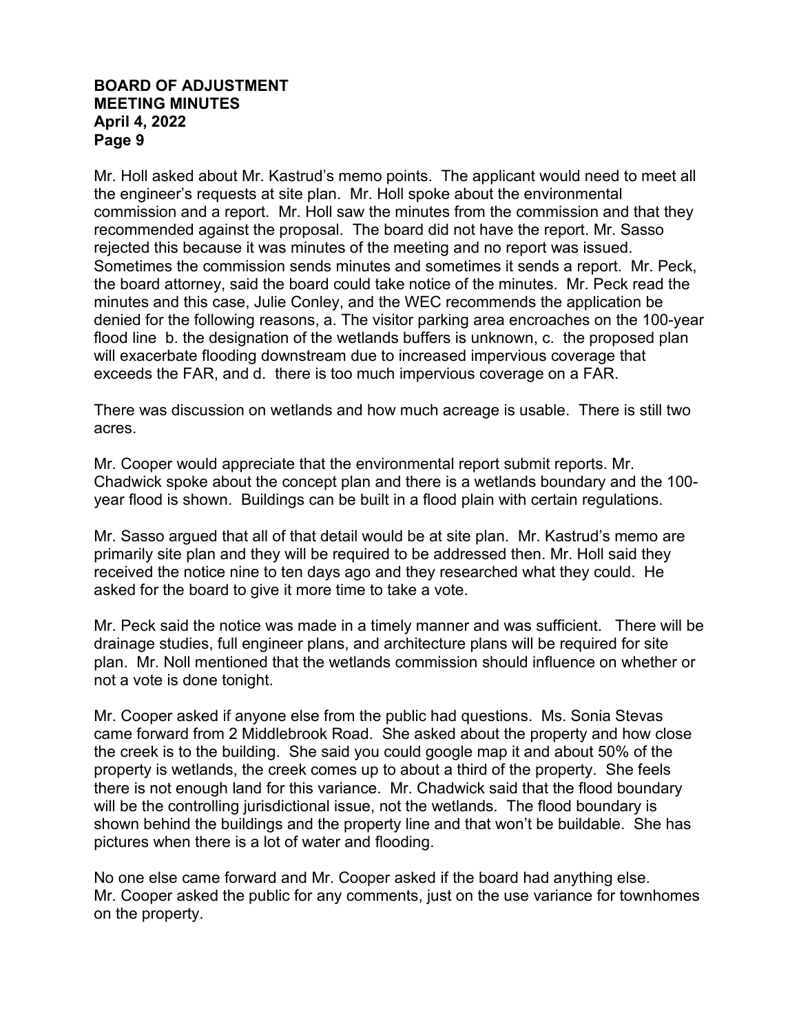Mr. Holl asked about Mr. Kastrud's memo points. The applicant would need to meet all the engineer's requests at site plan. Mr. Holl spoke about the environmental commission and a report. Mr. Holl saw the minutes from the commission and that they recommended against the proposal. The board did not have the report. Mr. Sasso rejected this because it was minutes of the meeting and no report was issued. Sometimes the commission sends minutes and sometimes it sends a report. Mr. Peck, the board attorney, said the board could take notice of the minutes. Mr. Peck read the minutes and this case, Julie Conley, and the WEC recommends the application be denied for the following reasons, a. The visitor parking area encroaches on the 100-year flood line b. the designation of the wetlands buffers is unknown, c. the proposed plan will exacerbate flooding downstream due to increased impervious coverage that exceeds the FAR, and d. there is too much impervious coverage on a FAR.

There was discussion on wetlands and how much acreage is usable. There is still two acres.

Mr. Cooper would appreciate that the environmental report submit reports. Mr. Chadwick spoke about the concept plan and there is a wetlands boundary and the 100-year flood is shown. Buildings can be built in a flood plain with certain regulations.

Mr. Sasso argued that all of that detail would be at site plan. Mr. Kastrud's memo are primarily site plan and they will be required to be addressed then. Mr. Holl said they received the notice nine to ten days ago and they researched what they could. He asked for the board to give it more time to take a vote.

Mr. Peck said the notice was made in a timely manner and was sufficient. There will be drainage studies, full engineer plans, and architecture plans will be required for site plan. Mr. Noll mentioned that the wetlands commission should influence on whether or not a vote is done tonight.

Mr. Cooper asked if anyone else from the public had questions. Ms. Sonia Stevas came forward from 2 Middlebrook Road. She asked about the property and how close the creek is to the building. She said you could google map it and about 50% of the property is wetlands, the creek comes up to about a third of the property. She feels there is not enough land for this variance. Mr. Chadwick said that the flood boundary will be the controlling jurisdictional issue, not the wetlands. The flood boundary is shown behind the buildings and the property line and that won't be buildable. She has pictures when there is a lot of water and flooding.

No one else came forward and Mr. Cooper asked if the board had anything else. Mr. Cooper asked the public for any comments, just on the use variance for townhomes on the property.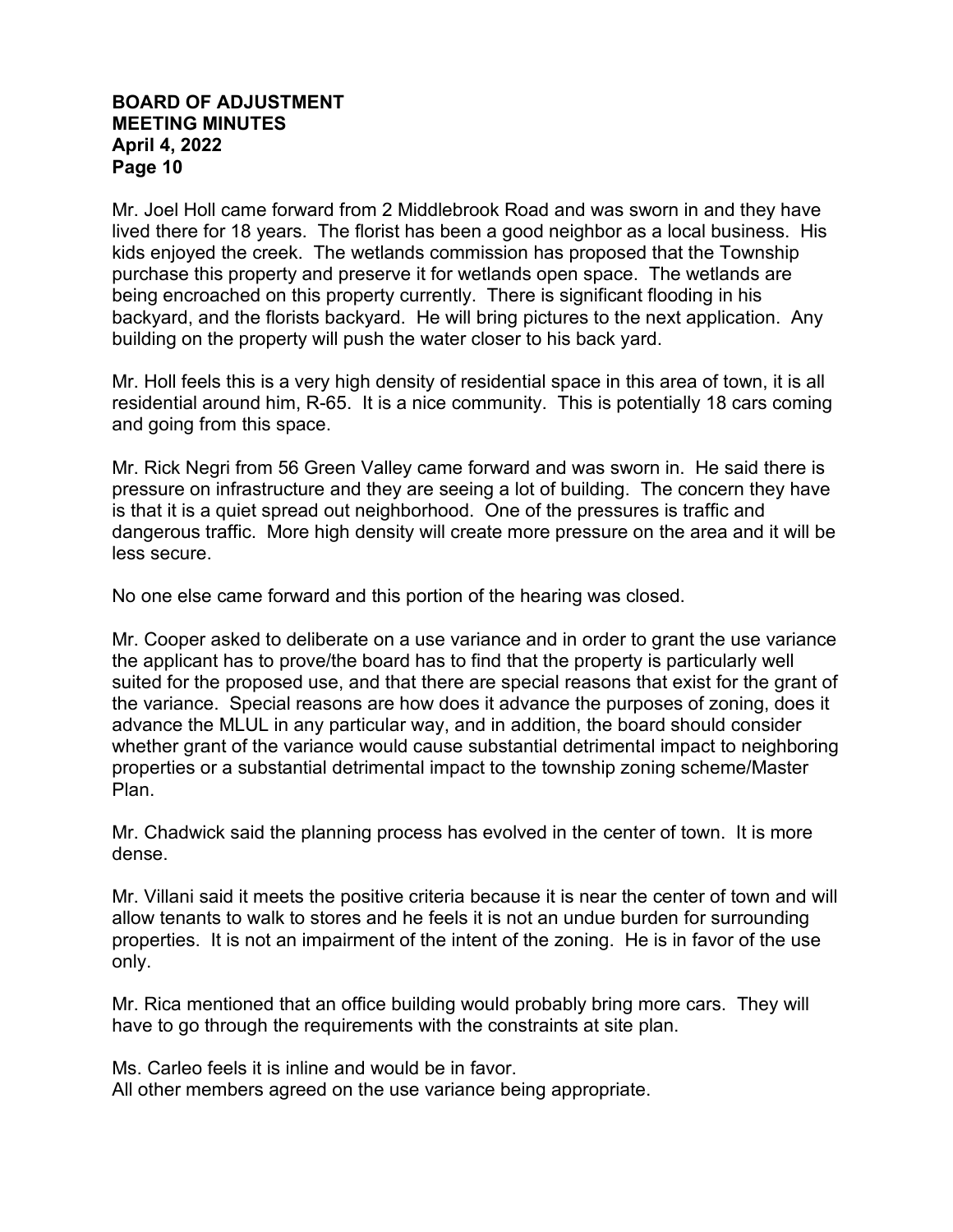Mr. Joel Holl came forward from 2 Middlebrook Road and was sworn in and they have lived there for 18 years. The florist has been a good neighbor as a local business. His kids enjoyed the creek. The wetlands commission has proposed that the Township purchase this property and preserve it for wetlands open space. The wetlands are being encroached on this property currently. There is significant flooding in his backyard, and the florists backyard. He will bring pictures to the next application. Any building on the property will push the water closer to his back yard.

Mr. Holl feels this is a very high density of residential space in this area of town, it is all residential around him, R-65. It is a nice community. This is potentially 18 cars coming and going from this space.

Mr. Rick Negri from 56 Green Valley came forward and was sworn in. He said there is pressure on infrastructure and they are seeing a lot of building. The concern they have is that it is a quiet spread out neighborhood. One of the pressures is traffic and dangerous traffic. More high density will create more pressure on the area and it will be less secure.

No one else came forward and this portion of the hearing was closed.

Mr. Cooper asked to deliberate on a use variance and in order to grant the use variance the applicant has to prove/the board has to find that the property is particularly well suited for the proposed use, and that there are special reasons that exist for the grant of the variance. Special reasons are how does it advance the purposes of zoning, does it advance the MLUL in any particular way, and in addition, the board should consider whether grant of the variance would cause substantial detrimental impact to neighboring properties or a substantial detrimental impact to the township zoning scheme/Master Plan.

Mr. Chadwick said the planning process has evolved in the center of town. It is more dense.

Mr. Villani said it meets the positive criteria because it is near the center of town and will allow tenants to walk to stores and he feels it is not an undue burden for surrounding properties. It is not an impairment of the intent of the zoning. He is in favor of the use only.

Mr. Rica mentioned that an office building would probably bring more cars. They will have to go through the requirements with the constraints at site plan.

Ms. Carleo feels it is inline and would be in favor.
All other members agreed on the use variance being appropriate.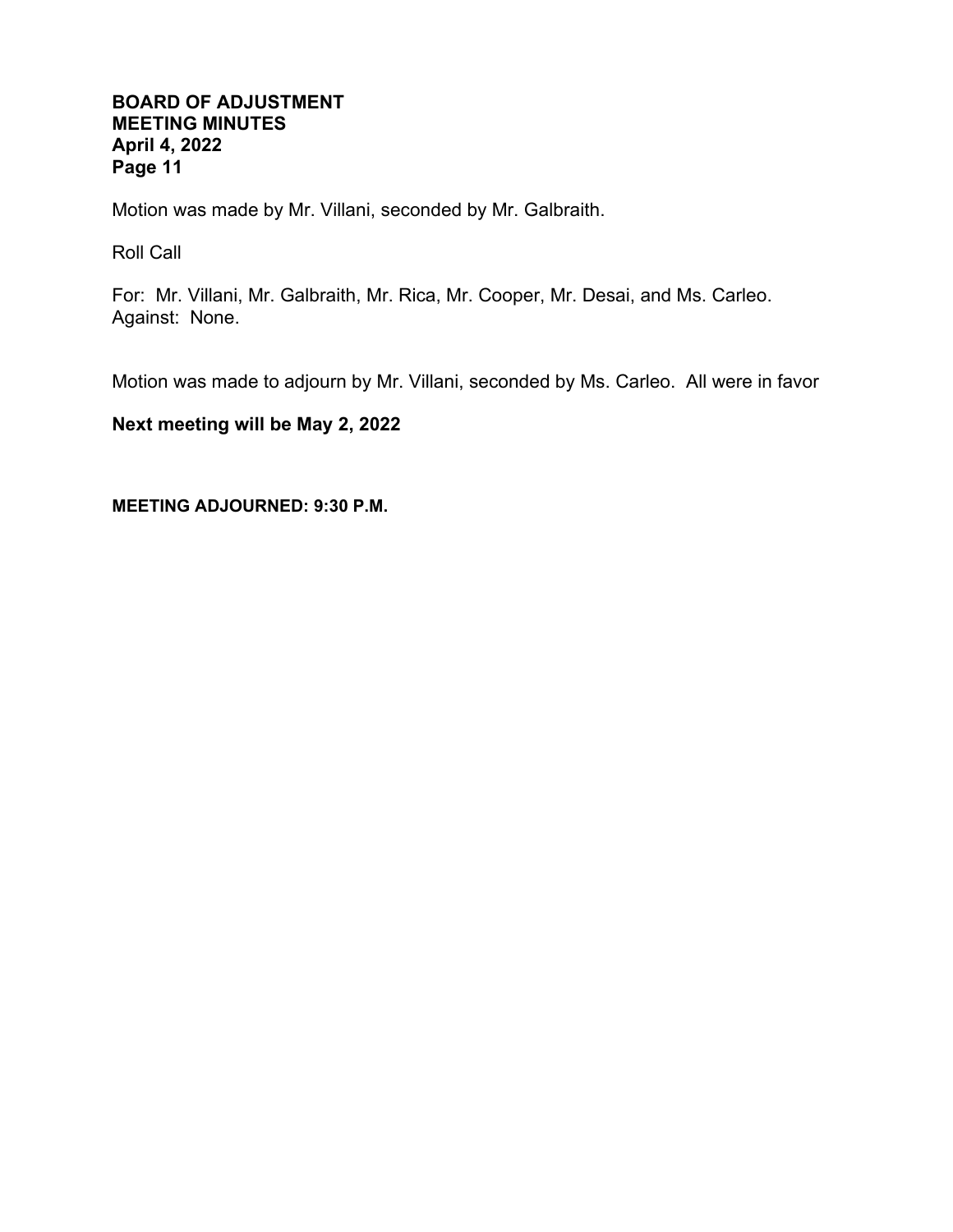Motion was made by Mr. Villani, seconded by Mr. Galbraith.

Roll Call

For: Mr. Villani, Mr. Galbraith, Mr. Rica, Mr. Cooper, Mr. Desai, and Ms. Carleo.
Against: None.

Motion was made to adjourn by Mr. Villani, seconded by Ms. Carleo. All were in favor

**Next meeting will be May 2, 2022**

**MEETING ADJOURNED: 9:30 P.M.**